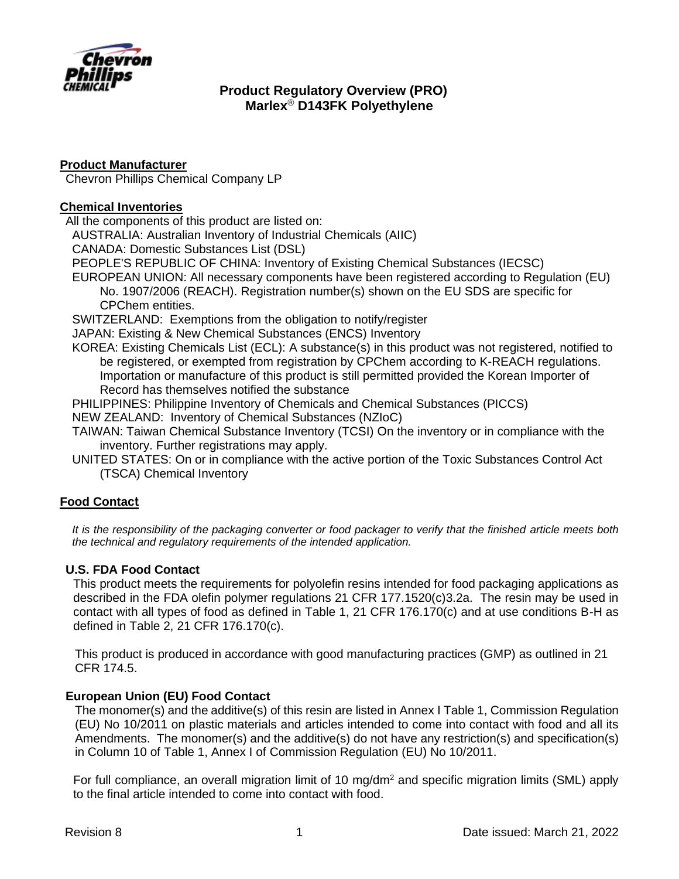# Product Regulatory Overview (PRO)
# Marlex® D143FK Polyethylene

## Product Manufacturer

Chevron Phillips Chemical Company LP

## Chemical Inventories

All the components of this product are listed on:

- AUSTRALIA: Australian Inventory of Industrial Chemicals (AIIC)
- CANADA: Domestic Substances List (DSL)
- PEOPLE'S REPUBLIC OF CHINA: Inventory of Existing Chemical Substances (IECSC)
- EUROPEAN UNION: All necessary components have been registered according to Regulation (EU) No. 1907/2006 (REACH). Registration number(s) shown on the EU SDS are specific for CPChem entities.
- SWITZERLAND: Exemptions from the obligation to notify/register
- JAPAN: Existing & New Chemical Substances (ENCS) Inventory
- KOREA: Existing Chemicals List (ECL): A substance(s) in this product was not registered, notified to be registered, or exempted from registration by CPChem according to K-REACH regulations. Importation or manufacture of this product is still permitted provided the Korean Importer of Record has themselves notified the substance
- PHILIPPINES: Philippine Inventory of Chemicals and Chemical Substances (PICCS)
- NEW ZEALAND: Inventory of Chemical Substances (NZIoC)
- TAIWAN: Taiwan Chemical Substance Inventory (TCSI) On the inventory or in compliance with the inventory. Further registrations may apply.
- UNITED STATES: On or in compliance with the active portion of the Toxic Substances Control Act (TSCA) Chemical Inventory

## Food Contact

*It is the responsibility of the packaging converter or food packager to verify that the finished article meets both the technical and regulatory requirements of the intended application.*

### U.S. FDA Food Contact

This product meets the requirements for polyolefin resins intended for food packaging applications as described in the FDA olefin polymer regulations 21 CFR 177.1520(c)3.2a. The resin may be used in contact with all types of food as defined in Table 1, 21 CFR 176.170(c) and at use conditions B-H as defined in Table 2, 21 CFR 176.170(c).

This product is produced in accordance with good manufacturing practices (GMP) as outlined in 21 CFR 174.5.

### European Union (EU) Food Contact

The monomer(s) and the additive(s) of this resin are listed in Annex I Table 1, Commission Regulation (EU) No 10/2011 on plastic materials and articles intended to come into contact with food and all its Amendments. The monomer(s) and the additive(s) do not have any restriction(s) and specification(s) in Column 10 of Table 1, Annex I of Commission Regulation (EU) No 10/2011.

For full compliance, an overall migration limit of 10 $mg/dm^2$ and specific migration limits (SML) apply to the final article intended to come into contact with food.

Revision 8 Date issued: March 21, 2022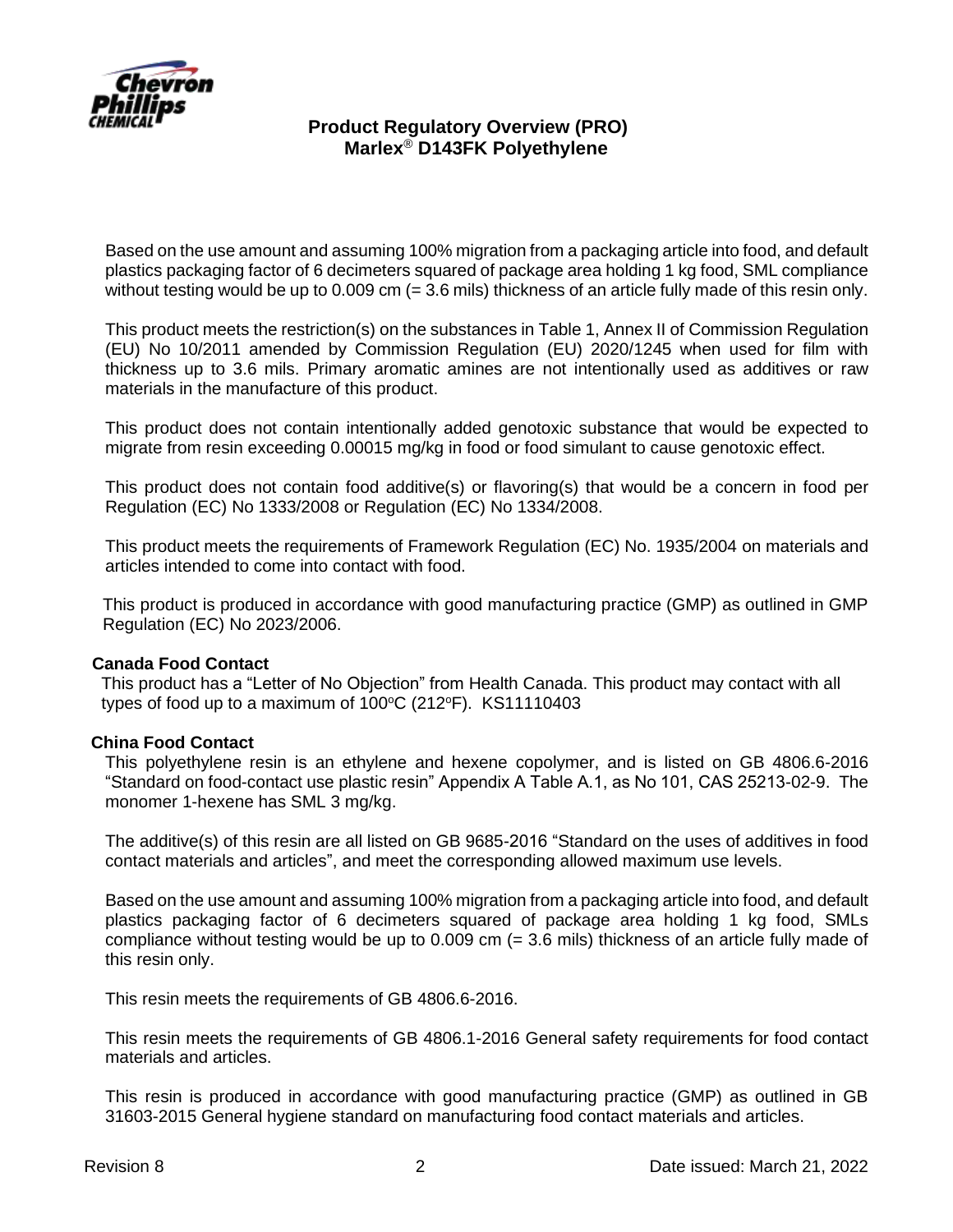Based on the use amount and assuming 100% migration from a packaging article into food, and default plastics packaging factor of 6 decimeters squared of package area holding 1 kg food, SML compliance without testing would be up to 0.009 cm (= 3.6 mils) thickness of an article fully made of this resin only.

This product meets the restriction(s) on the substances in Table 1, Annex II of Commission Regulation (EU) No 10/2011 amended by Commission Regulation (EU) 2020/1245 when used for film with thickness up to 3.6 mils. Primary aromatic amines are not intentionally used as additives or raw materials in the manufacture of this product.

This product does not contain intentionally added genotoxic substance that would be expected to migrate from resin exceeding 0.00015 mg/kg in food or food simulant to cause genotoxic effect.

This product does not contain food additive(s) or flavoring(s) that would be a concern in food per Regulation (EC) No 1333/2008 or Regulation (EC) No 1334/2008.

This product meets the requirements of Framework Regulation (EC) No. 1935/2004 on materials and articles intended to come into contact with food.

This product is produced in accordance with good manufacturing practice (GMP) as outlined in GMP Regulation (EC) No 2023/2006.

**Canada Food Contact**

This product has a "Letter of No Objection" from Health Canada. This product may contact with all types of food up to a maximum of 100ºC (212ºF). KS11110403

**China Food Contact**

This polyethylene resin is an ethylene and hexene copolymer, and is listed on GB 4806.6-2016 "Standard on food-contact use plastic resin" Appendix A Table A.1, as No 101, CAS 25213-02-9. The monomer 1-hexene has SML 3 mg/kg.

The additive(s) of this resin are all listed on GB 9685-2016 "Standard on the uses of additives in food contact materials and articles", and meet the corresponding allowed maximum use levels.

Based on the use amount and assuming 100% migration from a packaging article into food, and default plastics packaging factor of 6 decimeters squared of package area holding 1 kg food, SMLs compliance without testing would be up to 0.009 cm (= 3.6 mils) thickness of an article fully made of this resin only.

This resin meets the requirements of GB 4806.6-2016.

This resin meets the requirements of GB 4806.1-2016 General safety requirements for food contact materials and articles.

This resin is produced in accordance with good manufacturing practice (GMP) as outlined in GB 31603-2015 General hygiene standard on manufacturing food contact materials and articles.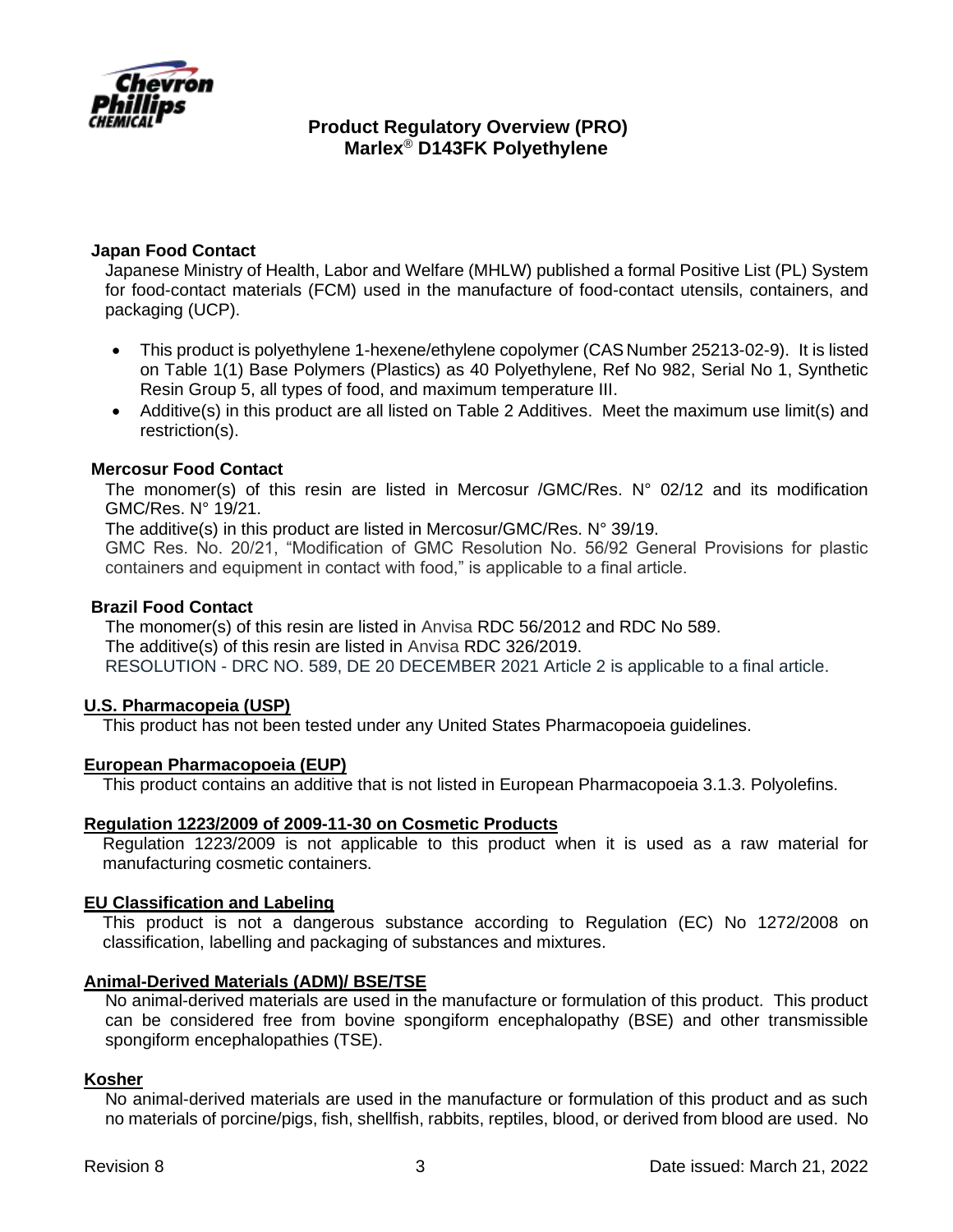### Japan Food Contact

Japanese Ministry of Health, Labor and Welfare (MHLW) published a formal Positive List (PL) System for food-contact materials (FCM) used in the manufacture of food-contact utensils, containers, and packaging (UCP).

- This product is polyethylene 1-hexene/ethylene copolymer (CAS Number 25213-02-9). It is listed on Table 1(1) Base Polymers (Plastics) as 40 Polyethylene, Ref No 982, Serial No 1, Synthetic Resin Group 5, all types of food, and maximum temperature III.
- Additive(s) in this product are all listed on Table 2 Additives. Meet the maximum use limit(s) and restriction(s).

### Mercosur Food Contact

The monomer(s) of this resin are listed in Mercosur /GMC/Res. N° 02/12 and its modification GMC/Res. N° 19/21.

The additive(s) in this product are listed in Mercosur/GMC/Res. N° 39/19.

GMC Res. No. 20/21, "Modification of GMC Resolution No. 56/92 General Provisions for plastic containers and equipment in contact with food," is applicable to a final article.

### Brazil Food Contact

The monomer(s) of this resin are listed in Anvisa RDC 56/2012 and RDC No 589.

The additive(s) of this resin are listed in Anvisa RDC 326/2019.

RESOLUTION - DRC NO. 589, DE 20 DECEMBER 2021 Article 2 is applicable to a final article.

### U.S. Pharmacopeia (USP)

This product has not been tested under any United States Pharmacopoeia guidelines.

### European Pharmacopoeia (EUP)

This product contains an additive that is not listed in European Pharmacopoeia 3.1.3. Polyolefins.

### Regulation 1223/2009 of 2009-11-30 on Cosmetic Products

Regulation 1223/2009 is not applicable to this product when it is used as a raw material for manufacturing cosmetic containers.

### EU Classification and Labeling

This product is not a dangerous substance according to Regulation (EC) No 1272/2008 on classification, labelling and packaging of substances and mixtures.

### Animal-Derived Materials (ADM)/ BSE/TSE

No animal-derived materials are used in the manufacture or formulation of this product. This product can be considered free from bovine spongiform encephalopathy (BSE) and other transmissible spongiform encephalopathies (TSE).

### Kosher

No animal-derived materials are used in the manufacture or formulation of this product and as such no materials of porcine/pigs, fish, shellfish, rabbits, reptiles, blood, or derived from blood are used. No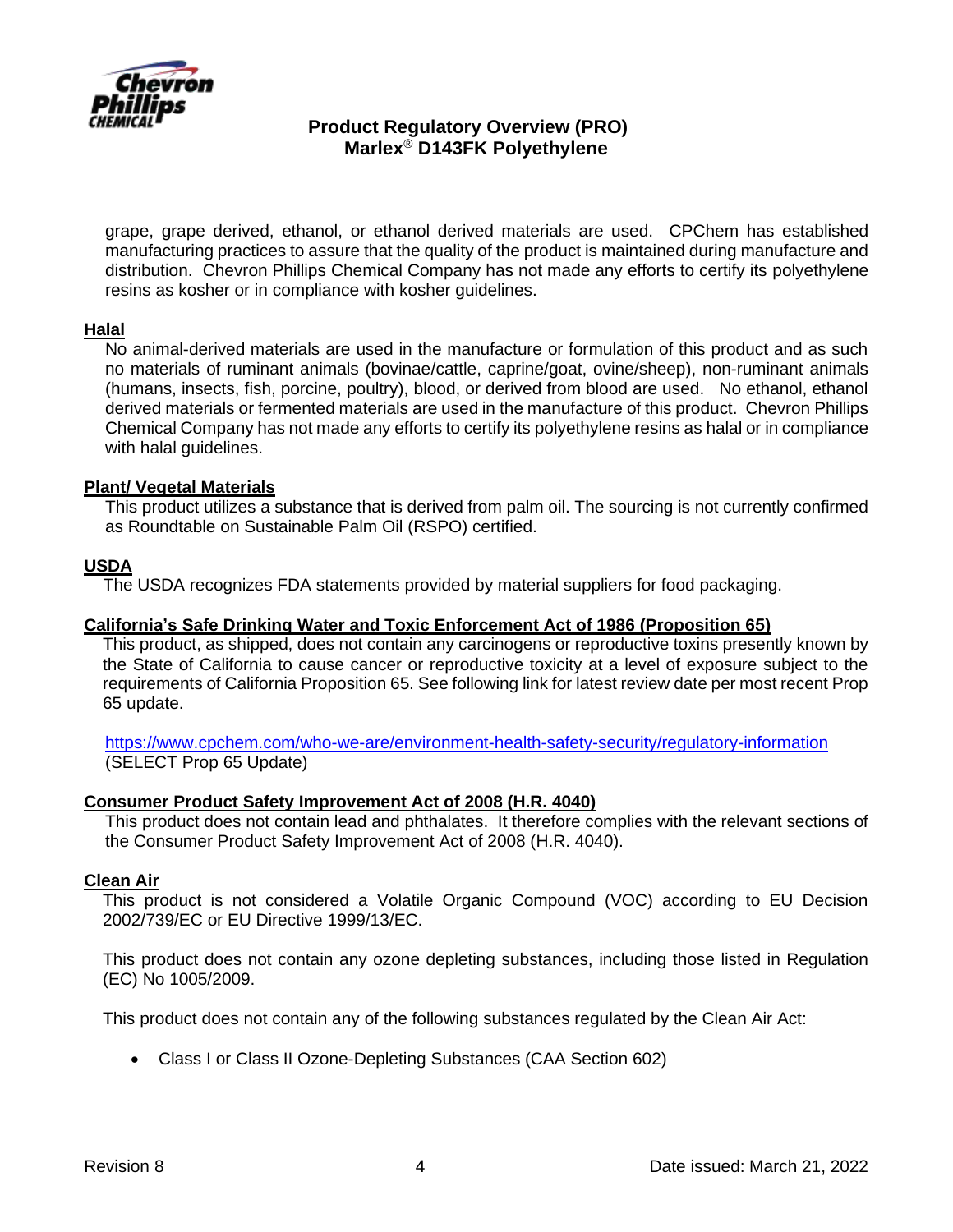grape, grape derived, ethanol, or ethanol derived materials are used. CPChem has established manufacturing practices to assure that the quality of the product is maintained during manufacture and distribution. Chevron Phillips Chemical Company has not made any efforts to certify its polyethylene resins as kosher or in compliance with kosher guidelines.

## Halal

No animal-derived materials are used in the manufacture or formulation of this product and as such no materials of ruminant animals (bovinae/cattle, caprine/goat, ovine/sheep), non-ruminant animals (humans, insects, fish, porcine, poultry), blood, or derived from blood are used. No ethanol, ethanol derived materials or fermented materials are used in the manufacture of this product. Chevron Phillips Chemical Company has not made any efforts to certify its polyethylene resins as halal or in compliance with halal guidelines.

## Plant/ Vegetal Materials

This product utilizes a substance that is derived from palm oil. The sourcing is not currently confirmed as Roundtable on Sustainable Palm Oil (RSPO) certified.

## USDA

The USDA recognizes FDA statements provided by material suppliers for food packaging.

## California's Safe Drinking Water and Toxic Enforcement Act of 1986 (Proposition 65)

This product, as shipped, does not contain any carcinogens or reproductive toxins presently known by the State of California to cause cancer or reproductive toxicity at a level of exposure subject to the requirements of California Proposition 65. See following link for latest review date per most recent Prop 65 update.

https://www.cpchem.com/who-we-are/environment-health-safety-security/regulatory-information (SELECT Prop 65 Update)

## Consumer Product Safety Improvement Act of 2008 (H.R. 4040)

This product does not contain lead and phthalates. It therefore complies with the relevant sections of the Consumer Product Safety Improvement Act of 2008 (H.R. 4040).

## Clean Air

This product is not considered a Volatile Organic Compound (VOC) according to EU Decision 2002/739/EC or EU Directive 1999/13/EC.

This product does not contain any ozone depleting substances, including those listed in Regulation (EC) No 1005/2009.

This product does not contain any of the following substances regulated by the Clean Air Act:

- Class I or Class II Ozone-Depleting Substances (CAA Section 602)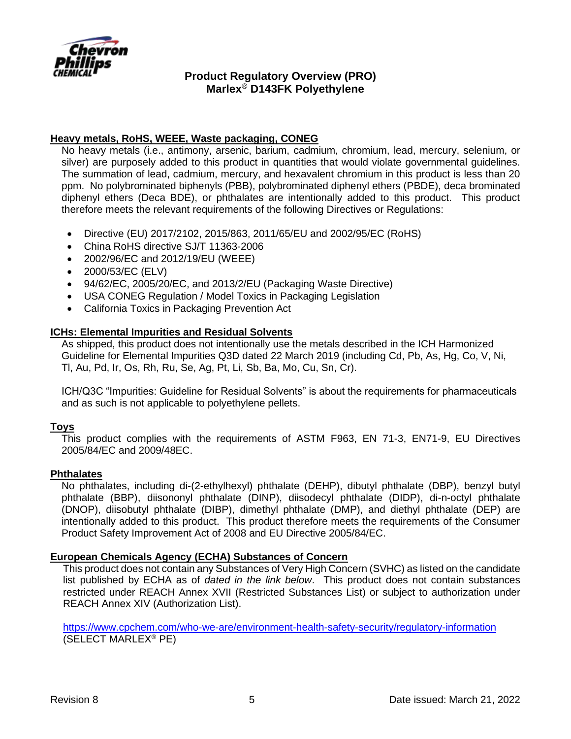**Product Regulatory Overview (PRO)**
**Marlex® D143FK Polyethylene**

## Heavy metals, RoHS, WEEE, Waste packaging, CONEG

No heavy metals (i.e., antimony, arsenic, barium, cadmium, chromium, lead, mercury, selenium, or silver) are purposely added to this product in quantities that would violate governmental guidelines. The summation of lead, cadmium, mercury, and hexavalent chromium in this product is less than 20 ppm. No polybrominated biphenyls (PBB), polybrominated diphenyl ethers (PBDE), deca brominated diphenyl ethers (Deca BDE), or phthalates are intentionally added to this product. This product therefore meets the relevant requirements of the following Directives or Regulations:

- Directive (EU) 2017/2102, 2015/863, 2011/65/EU and 2002/95/EC (RoHS)
- China RoHS directive SJ/T 11363-2006
- 2002/96/EC and 2012/19/EU (WEEE)
- 2000/53/EC (ELV)
- 94/62/EC, 2005/20/EC, and 2013/2/EU (Packaging Waste Directive)
- USA CONEG Regulation / Model Toxics in Packaging Legislation
- California Toxics in Packaging Prevention Act

## ICHs: Elemental Impurities and Residual Solvents

As shipped, this product does not intentionally use the metals described in the ICH Harmonized Guideline for Elemental Impurities Q3D dated 22 March 2019 (including Cd, Pb, As, Hg, Co, V, Ni, Tl, Au, Pd, Ir, Os, Rh, Ru, Se, Ag, Pt, Li, Sb, Ba, Mo, Cu, Sn, Cr).

ICH/Q3C "Impurities: Guideline for Residual Solvents" is about the requirements for pharmaceuticals and as such is not applicable to polyethylene pellets.

## Toys

This product complies with the requirements of ASTM F963, EN 71-3, EN71-9, EU Directives 2005/84/EC and 2009/48EC.

## Phthalates

No phthalates, including di-(2-ethylhexyl) phthalate (DEHP), dibutyl phthalate (DBP), benzyl butyl phthalate (BBP), diisononyl phthalate (DINP), diisodecyl phthalate (DIDP), di-n-octyl phthalate (DNOP), diisobutyl phthalate (DIBP), dimethyl phthalate (DMP), and diethyl phthalate (DEP) are intentionally added to this product. This product therefore meets the requirements of the Consumer Product Safety Improvement Act of 2008 and EU Directive 2005/84/EC.

## European Chemicals Agency (ECHA) Substances of Concern

This product does not contain any Substances of Very High Concern (SVHC) as listed on the candidate list published by ECHA as of *dated in the link below*. This product does not contain substances restricted under REACH Annex XVII (Restricted Substances List) or subject to authorization under REACH Annex XIV (Authorization List).

https://www.cpchem.com/who-we-are/environment-health-safety-security/regulatory-information
(SELECT MARLEX® PE)

Revision 8 Date issued: March 21, 2022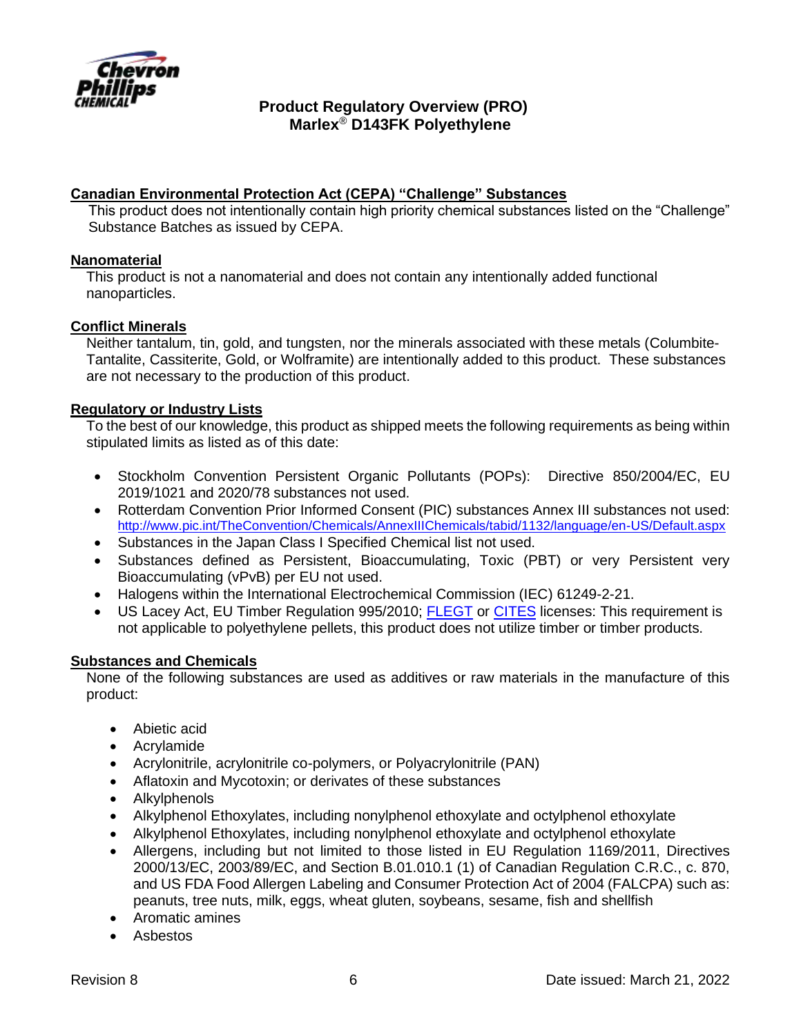**Product Regulatory Overview (PRO)**
**Marlex® D143FK Polyethylene**

## Canadian Environmental Protection Act (CEPA) "Challenge" Substances

This product does not intentionally contain high priority chemical substances listed on the "Challenge" Substance Batches as issued by CEPA.

## Nanomaterial

This product is not a nanomaterial and does not contain any intentionally added functional nanoparticles.

## Conflict Minerals

Neither tantalum, tin, gold, and tungsten, nor the minerals associated with these metals (Columbite-Tantalite, Cassiterite, Gold, or Wolframite) are intentionally added to this product. These substances are not necessary to the production of this product.

## Regulatory or Industry Lists

To the best of our knowledge, this product as shipped meets the following requirements as being within stipulated limits as listed as of this date:

- Stockholm Convention Persistent Organic Pollutants (POPs): Directive 850/2004/EC, EU 2019/1021 and 2020/78 substances not used.
- Rotterdam Convention Prior Informed Consent (PIC) substances Annex III substances not used: http://www.pic.int/TheConvention/Chemicals/AnnexIIIChemicals/tabid/1132/language/en-US/Default.aspx
- Substances in the Japan Class I Specified Chemical list not used.
- Substances defined as Persistent, Bioaccumulating, Toxic (PBT) or very Persistent very Bioaccumulating (vPvB) per EU not used.
- Halogens within the International Electrochemical Commission (IEC) 61249-2-21.
- US Lacey Act, EU Timber Regulation 995/2010; FLEGT or CITES licenses: This requirement is not applicable to polyethylene pellets, this product does not utilize timber or timber products.

## Substances and Chemicals

None of the following substances are used as additives or raw materials in the manufacture of this product:

- Abietic acid
- Acrylamide
- Acrylonitrile, acrylonitrile co-polymers, or Polyacrylonitrile (PAN)
- Aflatoxin and Mycotoxin; or derivates of these substances
- Alkylphenols
- Alkylphenol Ethoxylates, including nonylphenol ethoxylate and octylphenol ethoxylate
- Alkylphenol Ethoxylates, including nonylphenol ethoxylate and octylphenol ethoxylate
- Allergens, including but not limited to those listed in EU Regulation 1169/2011, Directives 2000/13/EC, 2003/89/EC, and Section B.01.010.1 (1) of Canadian Regulation C.R.C., c. 870, and US FDA Food Allergen Labeling and Consumer Protection Act of 2004 (FALCPA) such as: peanuts, tree nuts, milk, eggs, wheat gluten, soybeans, sesame, fish and shellfish
- Aromatic amines
- Asbestos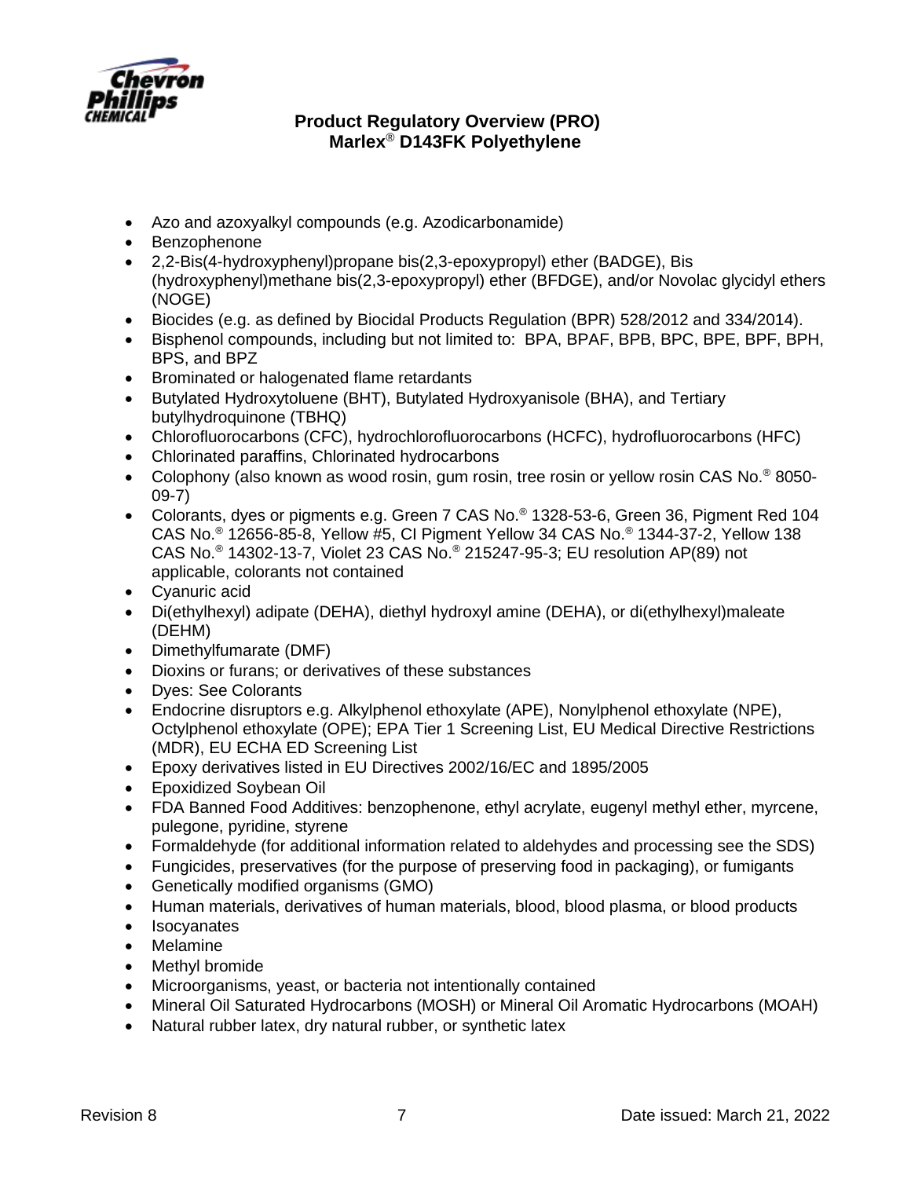- Azo and azoxyalkyl compounds (e.g. Azodicarbonamide)
- Benzophenone
- 2,2-Bis(4-hydroxyphenyl)propane bis(2,3-epoxypropyl) ether (BADGE), Bis (hydroxyphenyl)methane bis(2,3-epoxypropyl) ether (BFDGE), and/or Novolac glycidyl ethers (NOGE)
- Biocides (e.g. as defined by Biocidal Products Regulation (BPR) 528/2012 and 334/2014).
- Bisphenol compounds, including but not limited to: BPA, BPAF, BPB, BPC, BPE, BPF, BPH, BPS, and BPZ
- Brominated or halogenated flame retardants
- Butylated Hydroxytoluene (BHT), Butylated Hydroxyanisole (BHA), and Tertiary butylhydroquinone (TBHQ)
- Chlorofluorocarbons (CFC), hydrochlorofluorocarbons (HCFC), hydrofluorocarbons (HFC)
- Chlorinated paraffins, Chlorinated hydrocarbons
- Colophony (also known as wood rosin, gum rosin, tree rosin or yellow rosin CAS No.® 8050-09-7)
- Colorants, dyes or pigments e.g. Green 7 CAS No.® 1328-53-6, Green 36, Pigment Red 104 CAS No.® 12656-85-8, Yellow #5, CI Pigment Yellow 34 CAS No.® 1344-37-2, Yellow 138 CAS No.® 14302-13-7, Violet 23 CAS No.® 215247-95-3; EU resolution AP(89) not applicable, colorants not contained
- Cyanuric acid
- Di(ethylhexyl) adipate (DEHA), diethyl hydroxyl amine (DEHA), or di(ethylhexyl)maleate (DEHM)
- Dimethylfumarate (DMF)
- Dioxins or furans; or derivatives of these substances
- Dyes: See Colorants
- Endocrine disruptors e.g. Alkylphenol ethoxylate (APE), Nonylphenol ethoxylate (NPE), Octylphenol ethoxylate (OPE); EPA Tier 1 Screening List, EU Medical Directive Restrictions (MDR), EU ECHA ED Screening List
- Epoxy derivatives listed in EU Directives 2002/16/EC and 1895/2005
- Epoxidized Soybean Oil
- FDA Banned Food Additives: benzophenone, ethyl acrylate, eugenyl methyl ether, myrcene, pulegone, pyridine, styrene
- Formaldehyde (for additional information related to aldehydes and processing see the SDS)
- Fungicides, preservatives (for the purpose of preserving food in packaging), or fumigants
- Genetically modified organisms (GMO)
- Human materials, derivatives of human materials, blood, blood plasma, or blood products
- Isocyanates
- Melamine
- Methyl bromide
- Microorganisms, yeast, or bacteria not intentionally contained
- Mineral Oil Saturated Hydrocarbons (MOSH) or Mineral Oil Aromatic Hydrocarbons (MOAH)
- Natural rubber latex, dry natural rubber, or synthetic latex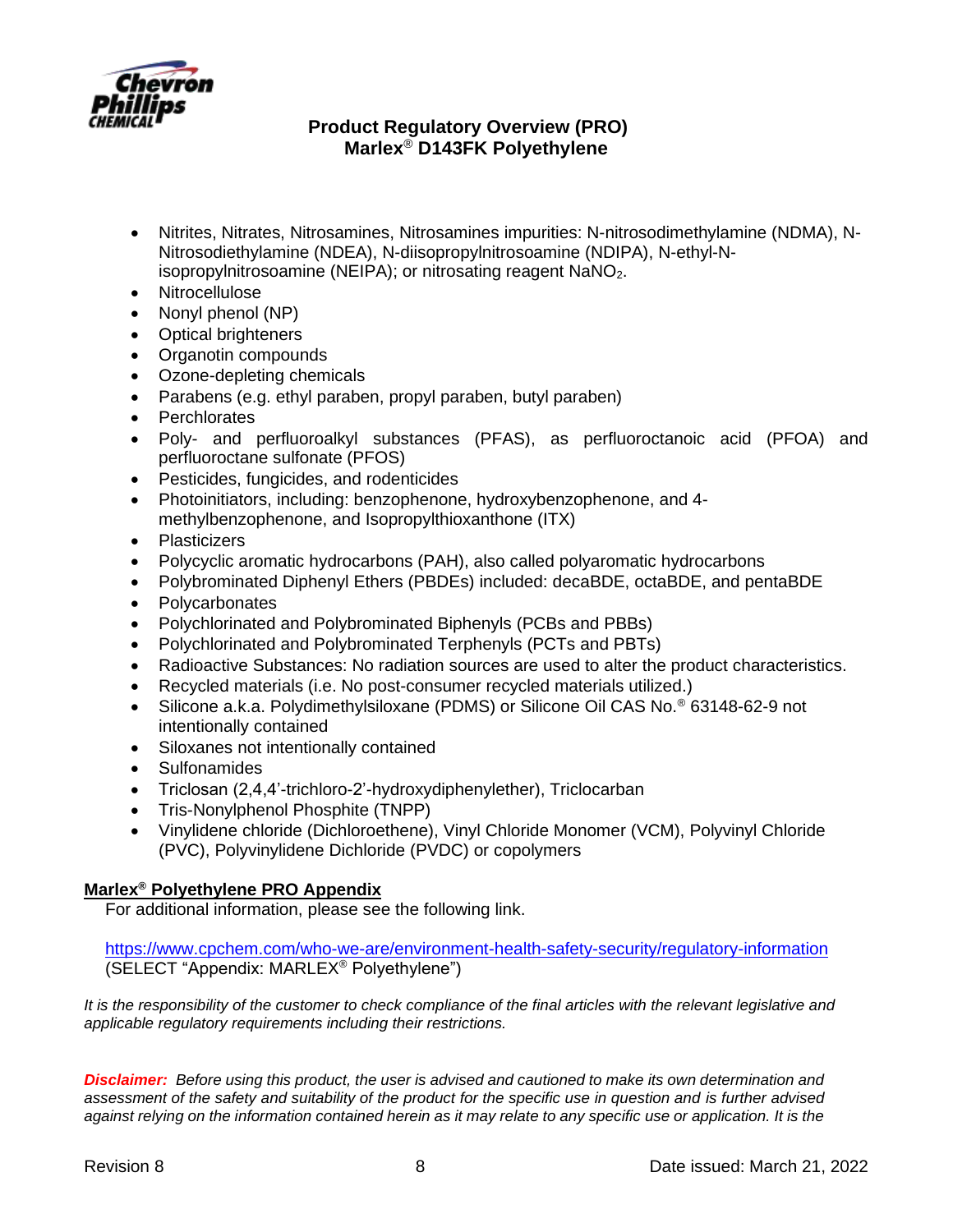- Nitrites, Nitrates, Nitrosamines, Nitrosamines impurities: N-nitrosodimethylamine (NDMA), N-Nitrosodiethylamine (NDEA), N-diisopropylnitrosoamine (NDIPA), N-ethyl-N-isopropylnitrosoamine (NEIPA); or nitrosating reagent $NaNO_2$.
- Nitrocellulose
- Nonyl phenol (NP)
- Optical brighteners
- Organotin compounds
- Ozone-depleting chemicals
- Parabens (e.g. ethyl paraben, propyl paraben, butyl paraben)
- Perchlorates
- Poly- and perfluoroalkyl substances (PFAS), as perfluoroctanoic acid (PFOA) and perfluoroctane sulfonate (PFOS)
- Pesticides, fungicides, and rodenticides
- Photoinitiators, including: benzophenone, hydroxybenzophenone, and 4-methylbenzophenone, and Isopropylthioxanthone (ITX)
- Plasticizers
- Polycyclic aromatic hydrocarbons (PAH), also called polyaromatic hydrocarbons
- Polybrominated Diphenyl Ethers (PBDEs) included: decaBDE, octaBDE, and pentaBDE
- Polycarbonates
- Polychlorinated and Polybrominated Biphenyls (PCBs and PBBs)
- Polychlorinated and Polybrominated Terphenyls (PCTs and PBTs)
- Radioactive Substances: No radiation sources are used to alter the product characteristics.
- Recycled materials (i.e. No post-consumer recycled materials utilized.)
- Silicone a.k.a. Polydimethylsiloxane (PDMS) or Silicone Oil CAS No.® 63148-62-9 not intentionally contained
- Siloxanes not intentionally contained
- Sulfonamides
- Triclosan (2,4,4'-trichloro-2'-hydroxydiphenylether), Triclocarban
- Tris-Nonylphenol Phosphite (TNPP)
- Vinylidene chloride (Dichloroethene), Vinyl Chloride Monomer (VCM), Polyvinyl Chloride (PVC), Polyvinylidene Dichloride (PVDC) or copolymers

**Marlex® Polyethylene PRO Appendix**

For additional information, please see the following link.

https://www.cpchem.com/who-we-are/environment-health-safety-security/regulatory-information
(SELECT "Appendix: MARLEX® Polyethylene")

*It is the responsibility of the customer to check compliance of the final articles with the relevant legislative and applicable regulatory requirements including their restrictions.*

***Disclaimer:*** *Before using this product, the user is advised and cautioned to make its own determination and assessment of the safety and suitability of the product for the specific use in question and is further advised against relying on the information contained herein as it may relate to any specific use or application. It is the*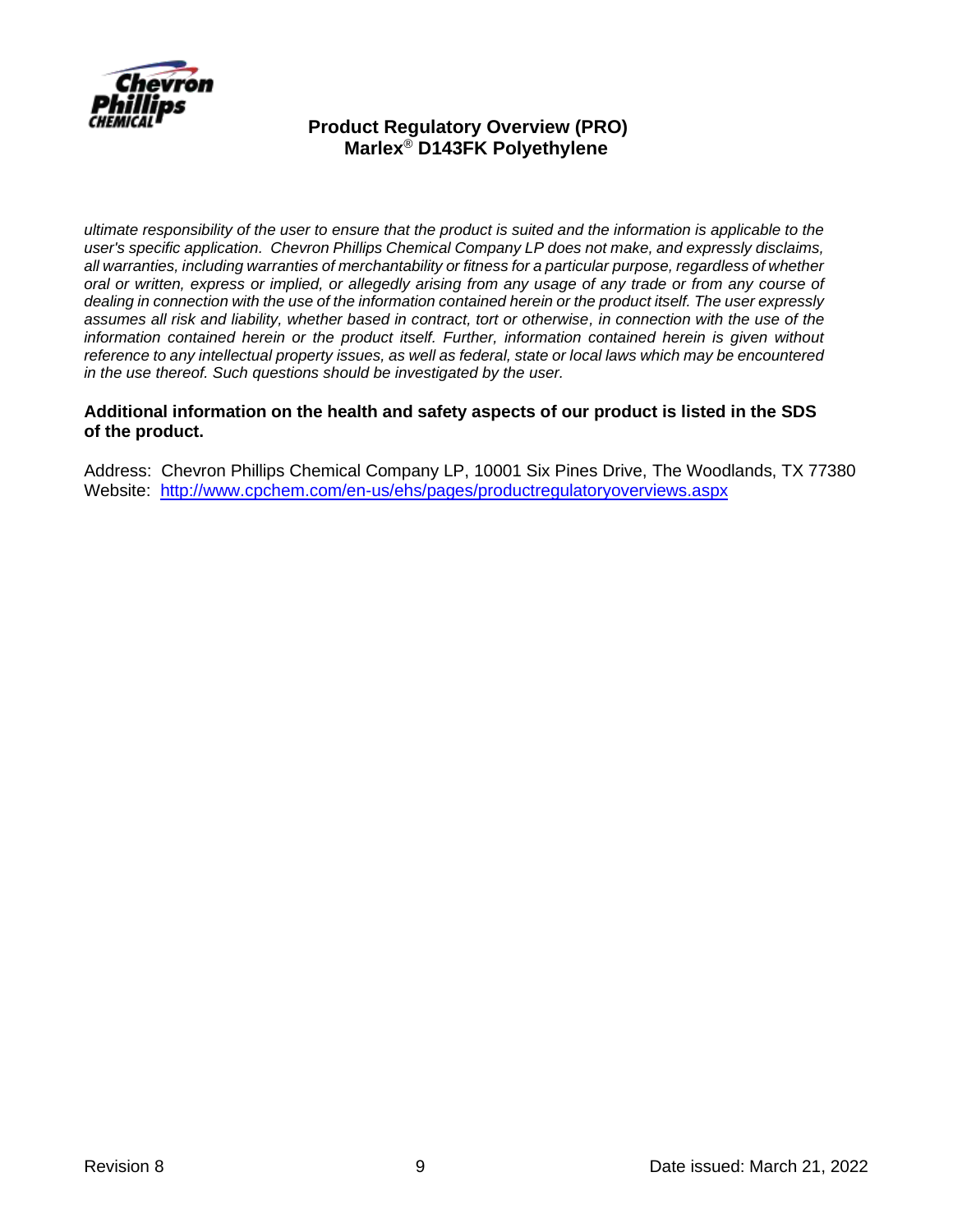*ultimate responsibility of the user to ensure that the product is suited and the information is applicable to the user's specific application. Chevron Phillips Chemical Company LP does not make, and expressly disclaims, all warranties, including warranties of merchantability or fitness for a particular purpose, regardless of whether oral or written, express or implied, or allegedly arising from any usage of any trade or from any course of dealing in connection with the use of the information contained herein or the product itself. The user expressly assumes all risk and liability, whether based in contract, tort or otherwise, in connection with the use of the information contained herein or the product itself. Further, information contained herein is given without reference to any intellectual property issues, as well as federal, state or local laws which may be encountered in the use thereof. Such questions should be investigated by the user.*

**Additional information on the health and safety aspects of our product is listed in the SDS of the product.**

Address: Chevron Phillips Chemical Company LP, 10001 Six Pines Drive, The Woodlands, TX 77380
Website: http://www.cpchem.com/en-us/ehs/pages/productregulatoryoverviews.aspx